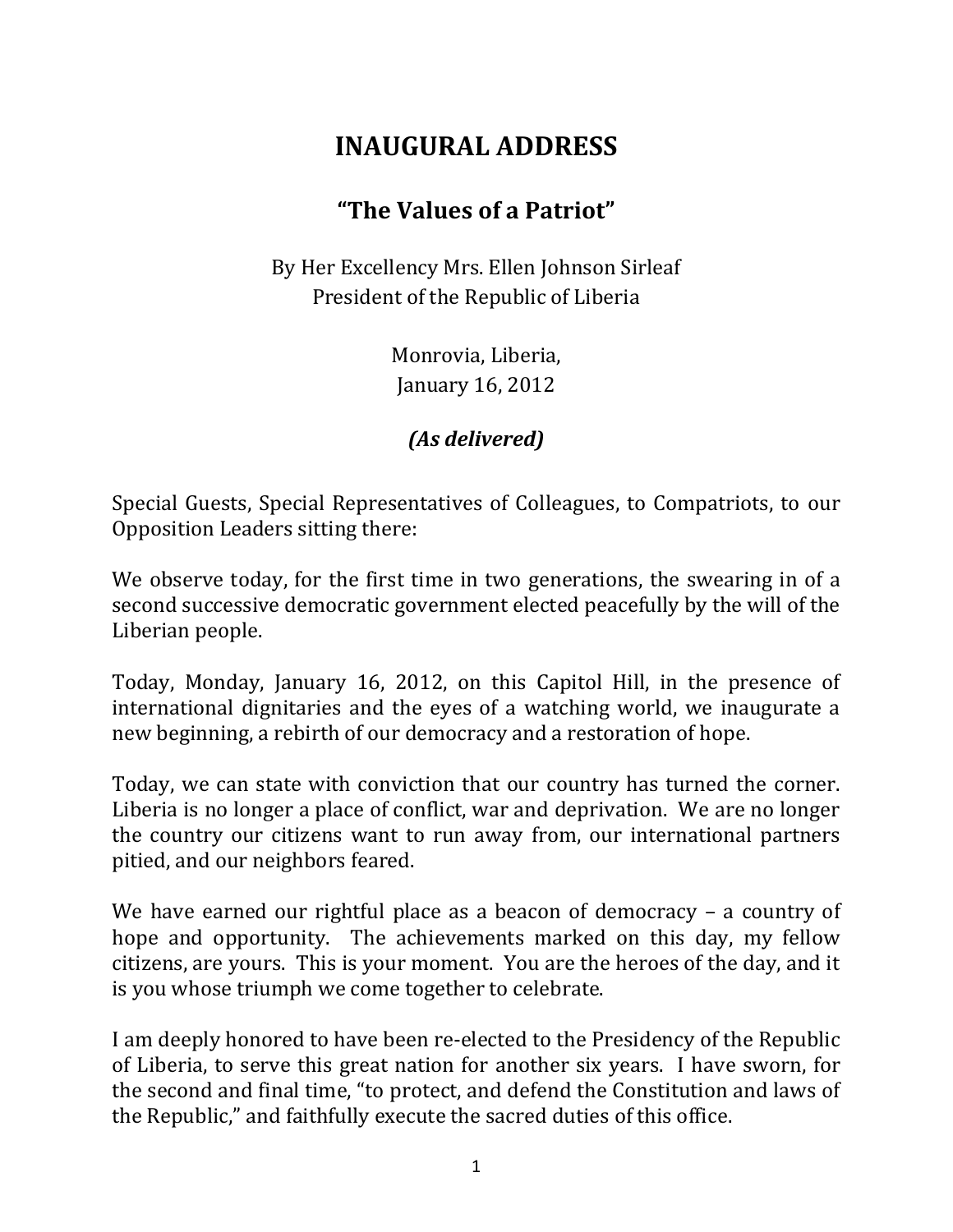# INAUGURAL ADDRESS

## "The Values of a Patriot"

By Her Excellency Mrs. Ellen Johnson Sirleaf
President of the Republic of Liberia

Monrovia, Liberia,
January 16, 2012

***(As delivered)***

Special Guests, Special Representatives of Colleagues, to Compatriots, to our Opposition Leaders sitting there:

We observe today, for the first time in two generations, the swearing in of a second successive democratic government elected peacefully by the will of the Liberian people.

Today, Monday, January 16, 2012, on this Capitol Hill, in the presence of international dignitaries and the eyes of a watching world, we inaugurate a new beginning, a rebirth of our democracy and a restoration of hope.

Today, we can state with conviction that our country has turned the corner. Liberia is no longer a place of conflict, war and deprivation. We are no longer the country our citizens want to run away from, our international partners pitied, and our neighbors feared.

We have earned our rightful place as a beacon of democracy – a country of hope and opportunity. The achievements marked on this day, my fellow citizens, are yours. This is your moment. You are the heroes of the day, and it is you whose triumph we come together to celebrate.

I am deeply honored to have been re-elected to the Presidency of the Republic of Liberia, to serve this great nation for another six years. I have sworn, for the second and final time, "to protect, and defend the Constitution and laws of the Republic," and faithfully execute the sacred duties of this office.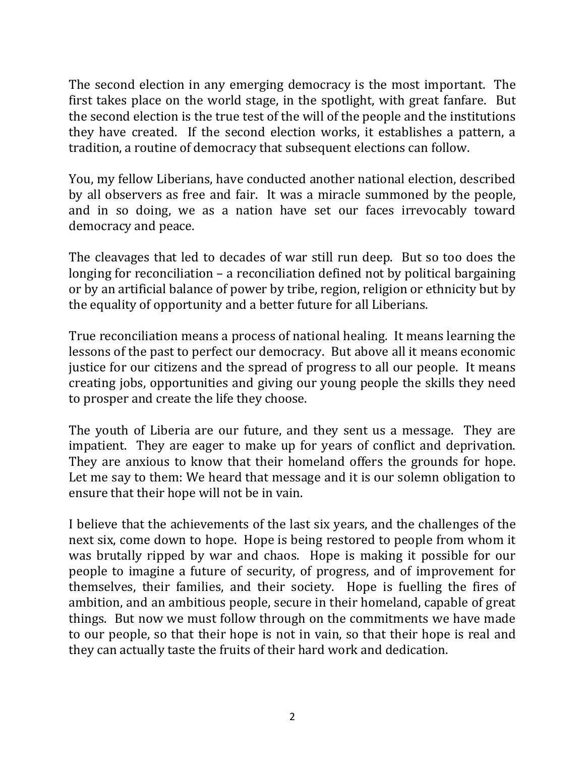The second election in any emerging democracy is the most important. The first takes place on the world stage, in the spotlight, with great fanfare. But the second election is the true test of the will of the people and the institutions they have created. If the second election works, it establishes a pattern, a tradition, a routine of democracy that subsequent elections can follow.

You, my fellow Liberians, have conducted another national election, described by all observers as free and fair. It was a miracle summoned by the people, and in so doing, we as a nation have set our faces irrevocably toward democracy and peace.

The cleavages that led to decades of war still run deep. But so too does the longing for reconciliation – a reconciliation defined not by political bargaining or by an artificial balance of power by tribe, region, religion or ethnicity but by the equality of opportunity and a better future for all Liberians.

True reconciliation means a process of national healing. It means learning the lessons of the past to perfect our democracy. But above all it means economic justice for our citizens and the spread of progress to all our people. It means creating jobs, opportunities and giving our young people the skills they need to prosper and create the life they choose.

The youth of Liberia are our future, and they sent us a message. They are impatient. They are eager to make up for years of conflict and deprivation. They are anxious to know that their homeland offers the grounds for hope. Let me say to them: We heard that message and it is our solemn obligation to ensure that their hope will not be in vain.

I believe that the achievements of the last six years, and the challenges of the next six, come down to hope. Hope is being restored to people from whom it was brutally ripped by war and chaos. Hope is making it possible for our people to imagine a future of security, of progress, and of improvement for themselves, their families, and their society. Hope is fuelling the fires of ambition, and an ambitious people, secure in their homeland, capable of great things. But now we must follow through on the commitments we have made to our people, so that their hope is not in vain, so that their hope is real and they can actually taste the fruits of their hard work and dedication.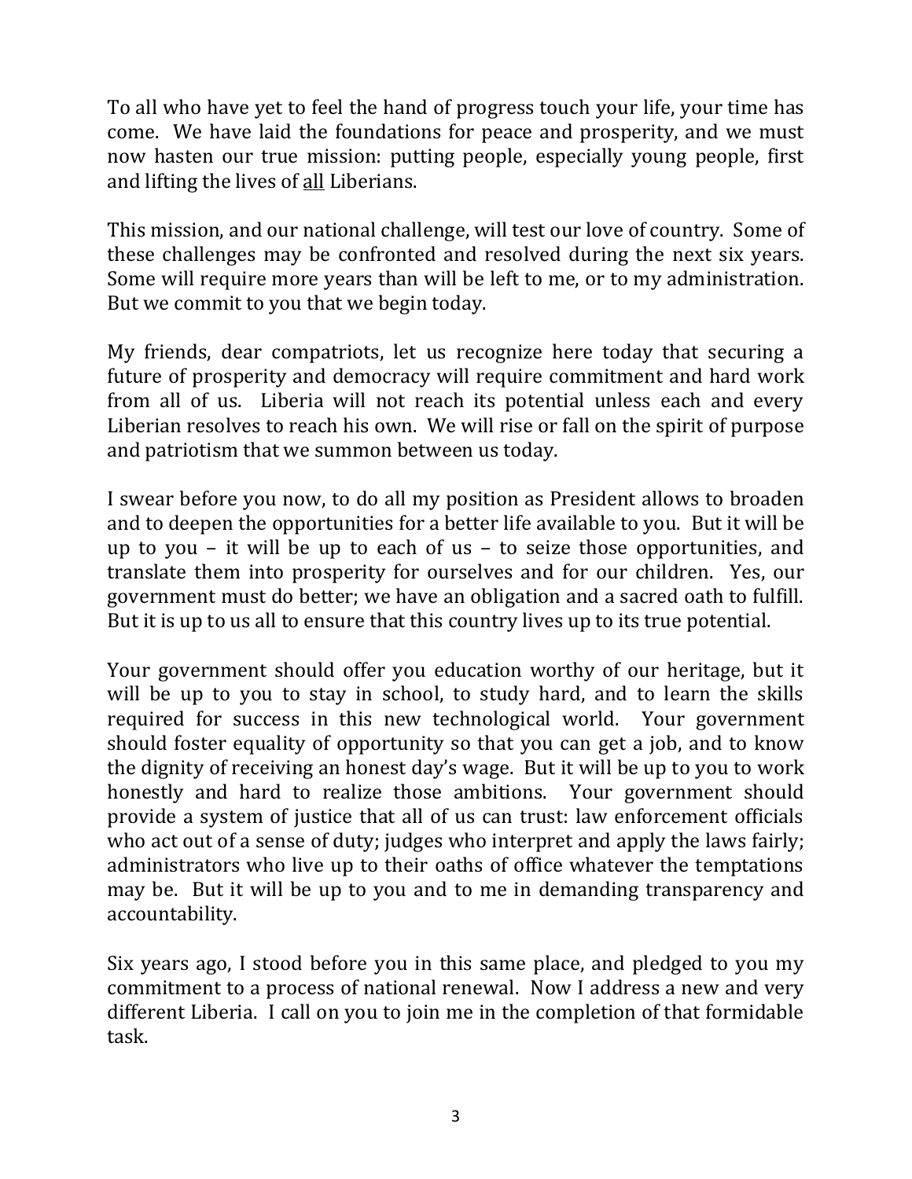To all who have yet to feel the hand of progress touch your life, your time has come. We have laid the foundations for peace and prosperity, and we must now hasten our true mission: putting people, especially young people, first and lifting the lives of <u>all</u> Liberians.

This mission, and our national challenge, will test our love of country. Some of these challenges may be confronted and resolved during the next six years. Some will require more years than will be left to me, or to my administration. But we commit to you that we begin today.

My friends, dear compatriots, let us recognize here today that securing a future of prosperity and democracy will require commitment and hard work from all of us. Liberia will not reach its potential unless each and every Liberian resolves to reach his own. We will rise or fall on the spirit of purpose and patriotism that we summon between us today.

I swear before you now, to do all my position as President allows to broaden and to deepen the opportunities for a better life available to you. But it will be up to you – it will be up to each of us – to seize those opportunities, and translate them into prosperity for ourselves and for our children. Yes, our government must do better; we have an obligation and a sacred oath to fulfill. But it is up to us all to ensure that this country lives up to its true potential.

Your government should offer you education worthy of our heritage, but it will be up to you to stay in school, to study hard, and to learn the skills required for success in this new technological world. Your government should foster equality of opportunity so that you can get a job, and to know the dignity of receiving an honest day's wage. But it will be up to you to work honestly and hard to realize those ambitions. Your government should provide a system of justice that all of us can trust: law enforcement officials who act out of a sense of duty; judges who interpret and apply the laws fairly; administrators who live up to their oaths of office whatever the temptations may be. But it will be up to you and to me in demanding transparency and accountability.

Six years ago, I stood before you in this same place, and pledged to you my commitment to a process of national renewal. Now I address a new and very different Liberia. I call on you to join me in the completion of that formidable task.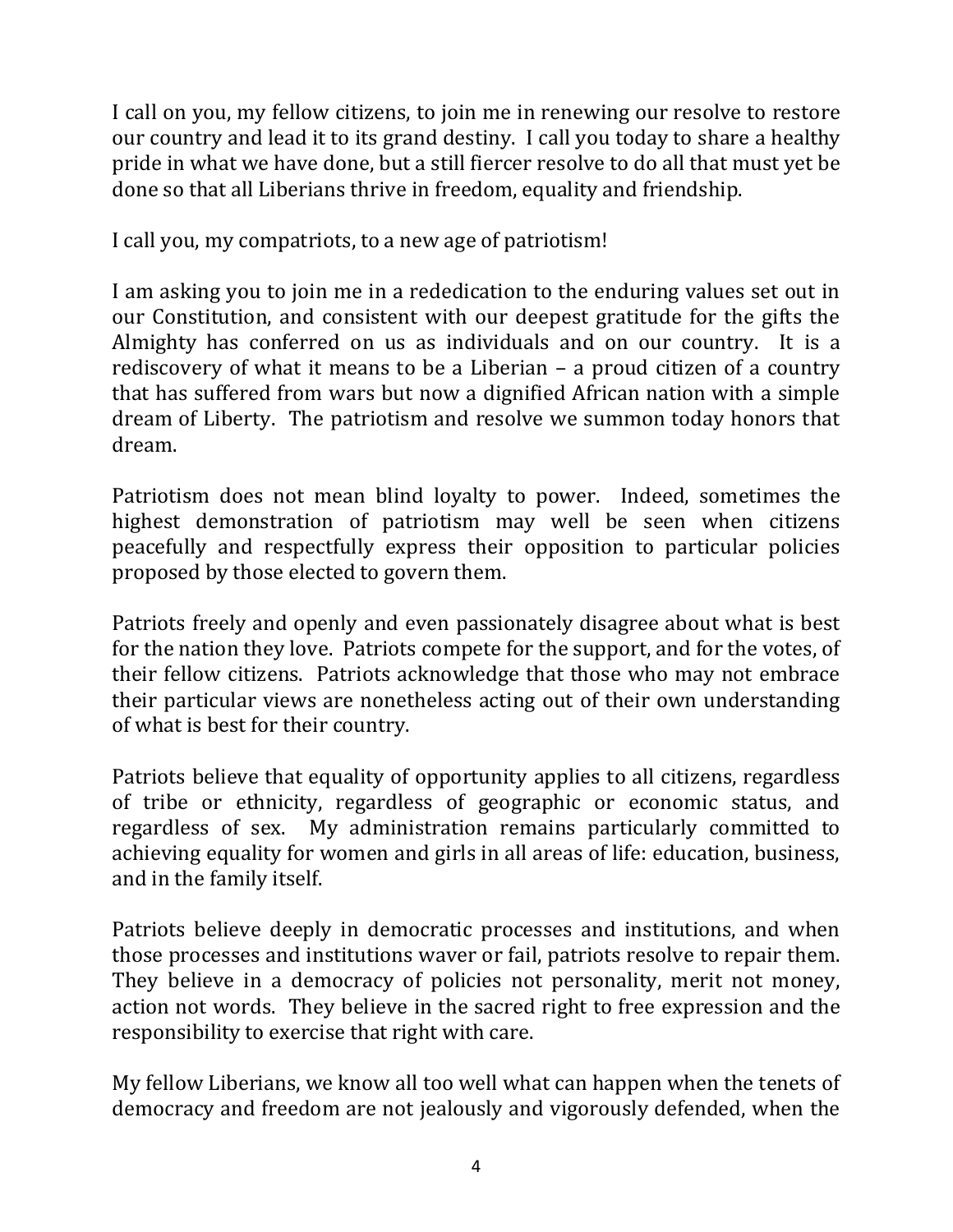I call on you, my fellow citizens, to join me in renewing our resolve to restore our country and lead it to its grand destiny. I call you today to share a healthy pride in what we have done, but a still fiercer resolve to do all that must yet be done so that all Liberians thrive in freedom, equality and friendship.

I call you, my compatriots, to a new age of patriotism!

I am asking you to join me in a rededication to the enduring values set out in our Constitution, and consistent with our deepest gratitude for the gifts the Almighty has conferred on us as individuals and on our country. It is a rediscovery of what it means to be a Liberian – a proud citizen of a country that has suffered from wars but now a dignified African nation with a simple dream of Liberty. The patriotism and resolve we summon today honors that dream.

Patriotism does not mean blind loyalty to power. Indeed, sometimes the highest demonstration of patriotism may well be seen when citizens peacefully and respectfully express their opposition to particular policies proposed by those elected to govern them.

Patriots freely and openly and even passionately disagree about what is best for the nation they love. Patriots compete for the support, and for the votes, of their fellow citizens. Patriots acknowledge that those who may not embrace their particular views are nonetheless acting out of their own understanding of what is best for their country.

Patriots believe that equality of opportunity applies to all citizens, regardless of tribe or ethnicity, regardless of geographic or economic status, and regardless of sex. My administration remains particularly committed to achieving equality for women and girls in all areas of life: education, business, and in the family itself.

Patriots believe deeply in democratic processes and institutions, and when those processes and institutions waver or fail, patriots resolve to repair them. They believe in a democracy of policies not personality, merit not money, action not words. They believe in the sacred right to free expression and the responsibility to exercise that right with care.

My fellow Liberians, we know all too well what can happen when the tenets of democracy and freedom are not jealously and vigorously defended, when the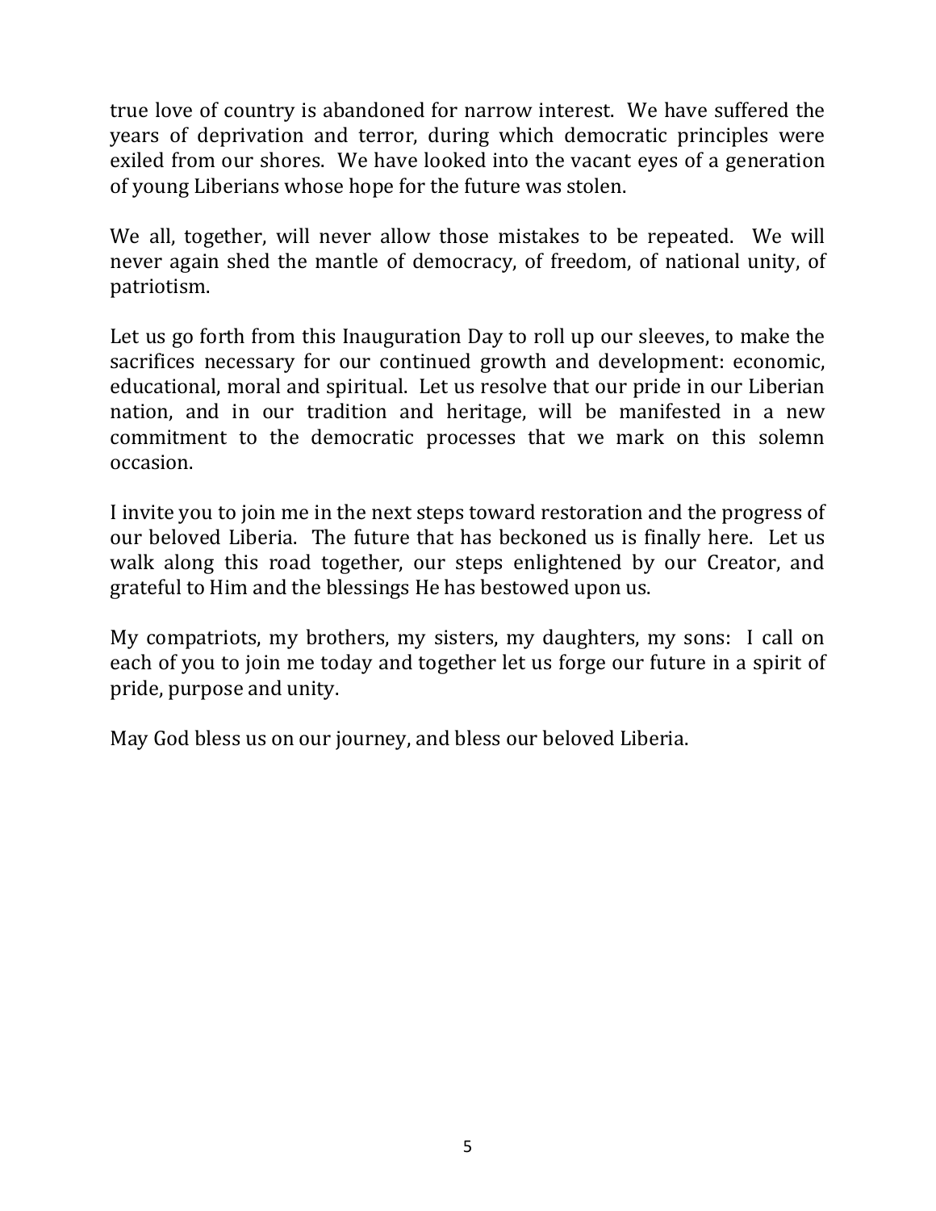true love of country is abandoned for narrow interest. We have suffered the years of deprivation and terror, during which democratic principles were exiled from our shores. We have looked into the vacant eyes of a generation of young Liberians whose hope for the future was stolen.

We all, together, will never allow those mistakes to be repeated. We will never again shed the mantle of democracy, of freedom, of national unity, of patriotism.

Let us go forth from this Inauguration Day to roll up our sleeves, to make the sacrifices necessary for our continued growth and development: economic, educational, moral and spiritual. Let us resolve that our pride in our Liberian nation, and in our tradition and heritage, will be manifested in a new commitment to the democratic processes that we mark on this solemn occasion.

I invite you to join me in the next steps toward restoration and the progress of our beloved Liberia. The future that has beckoned us is finally here. Let us walk along this road together, our steps enlightened by our Creator, and grateful to Him and the blessings He has bestowed upon us.

My compatriots, my brothers, my sisters, my daughters, my sons: I call on each of you to join me today and together let us forge our future in a spirit of pride, purpose and unity.

May God bless us on our journey, and bless our beloved Liberia.